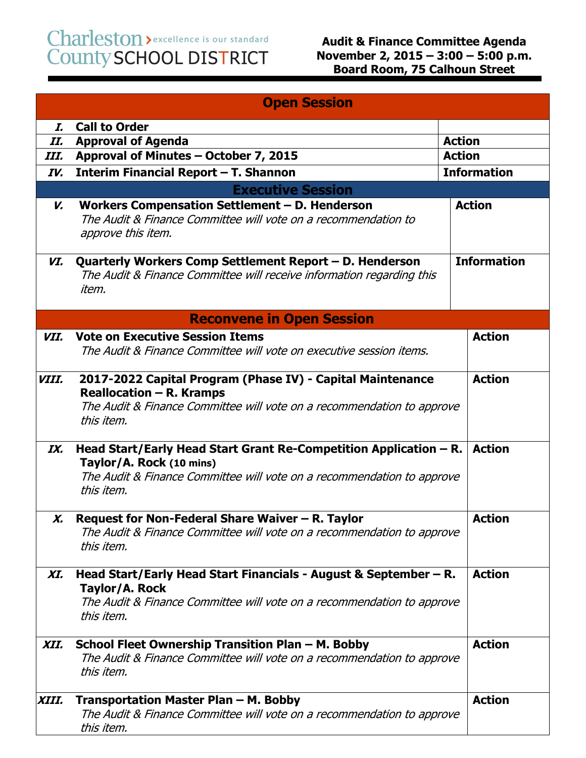Charleston County SCHOOL DISTRICT > excellence is our standard

**Audit & Finance Committee Agenda**
**November 2, 2015 – 3:00 – 5:00 p.m.**
**Board Room, 75 Calhoun Street**

| | **Open Session** | |
|---|---|---|
| ***I.*** | **Call to Order** | |
| ***II.*** | **Approval of Agenda** | **Action** |
| ***III.*** | **Approval of Minutes – October 7, 2015** | **Action** |
| ***IV.*** | **Interim Financial Report – T. Shannon** | **Information** |
| | **Executive Session** | |
| ***V.*** | **Workers Compensation Settlement – D. Henderson** *The Audit & Finance Committee will vote on a recommendation to approve this item.* | **Action** |
| ***VI.*** | **Quarterly Workers Comp Settlement Report – D. Henderson** *The Audit & Finance Committee will receive information regarding this item.* | **Information** |
| | **Reconvene in Open Session** | |
| ***VII.*** | **Vote on Executive Session Items** *The Audit & Finance Committee will vote on executive session items.* | **Action** |
| ***VIII.*** | **2017-2022 Capital Program (Phase IV) - Capital Maintenance Reallocation – R. Kramps** *The Audit & Finance Committee will vote on a recommendation to approve this item.* | **Action** |
| ***IX.*** | **Head Start/Early Head Start Grant Re-Competition Application – R. Taylor/A. Rock (10 mins)** *The Audit & Finance Committee will vote on a recommendation to approve this item.* | **Action** |
| ***X.*** | **Request for Non-Federal Share Waiver – R. Taylor** *The Audit & Finance Committee will vote on a recommendation to approve this item.* | **Action** |
| ***XI.*** | **Head Start/Early Head Start Financials - August & September – R. Taylor/A. Rock** *The Audit & Finance Committee will vote on a recommendation to approve this item.* | **Action** |
| ***XII.*** | **School Fleet Ownership Transition Plan – M. Bobby** *The Audit & Finance Committee will vote on a recommendation to approve this item.* | **Action** |
| ***XIII.*** | **Transportation Master Plan – M. Bobby** *The Audit & Finance Committee will vote on a recommendation to approve this item.* | **Action** |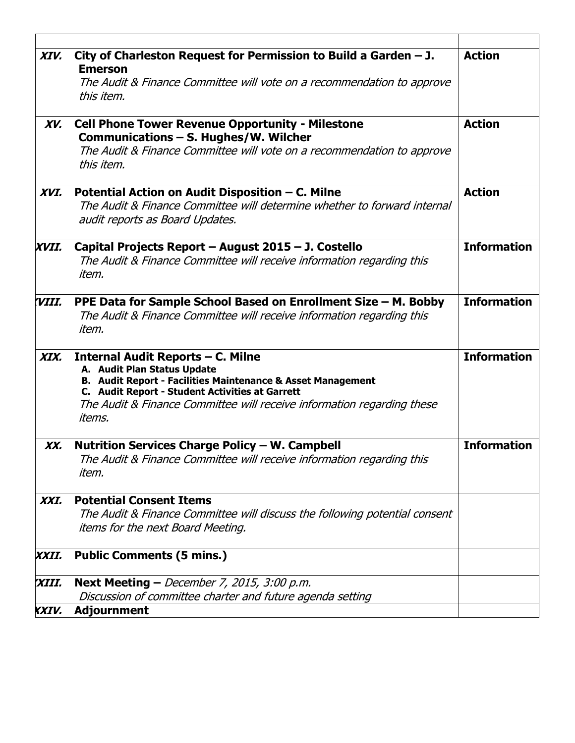| | | |
|---|---|---|
| | | |
| ***XIV.*** | **City of Charleston Request for Permission to Build a Garden – J. Emerson**<br>*The Audit & Finance Committee will vote on a recommendation to approve this item.* | **Action** |
| ***XV.*** | **Cell Phone Tower Revenue Opportunity - Milestone Communications – S. Hughes/W. Wilcher**<br>*The Audit & Finance Committee will vote on a recommendation to approve this item.* | **Action** |
| ***XVI.*** | **Potential Action on Audit Disposition – C. Milne**<br>*The Audit & Finance Committee will determine whether to forward internal audit reports as Board Updates.* | **Action** |
| ***XVII.*** | **Capital Projects Report – August 2015 – J. Costello**<br>*The Audit & Finance Committee will receive information regarding this item.* | **Information** |
| ***XVIII.*** | **PPE Data for Sample School Based on Enrollment Size – M. Bobby**<br>*The Audit & Finance Committee will receive information regarding this item.* | **Information** |
| ***XIX.*** | **Internal Audit Reports – C. Milne**<br>**A. Audit Plan Status Update**<br>**B. Audit Report - Facilities Maintenance & Asset Management**<br>**C. Audit Report - Student Activities at Garrett**<br>*The Audit & Finance Committee will receive information regarding these items.* | **Information** |
| ***XX.*** | **Nutrition Services Charge Policy – W. Campbell**<br>*The Audit & Finance Committee will receive information regarding this item.* | **Information** |
| ***XXI.*** | **Potential Consent Items**<br>*The Audit & Finance Committee will discuss the following potential consent items for the next Board Meeting.* | |
| ***XXII.*** | **Public Comments (5 mins.)** | |
| ***XXIII.*** | **Next Meeting –** *December 7, 2015, 3:00 p.m.*<br>*Discussion of committee charter and future agenda setting* | |
| ***XXIV.*** | **Adjournment** | |